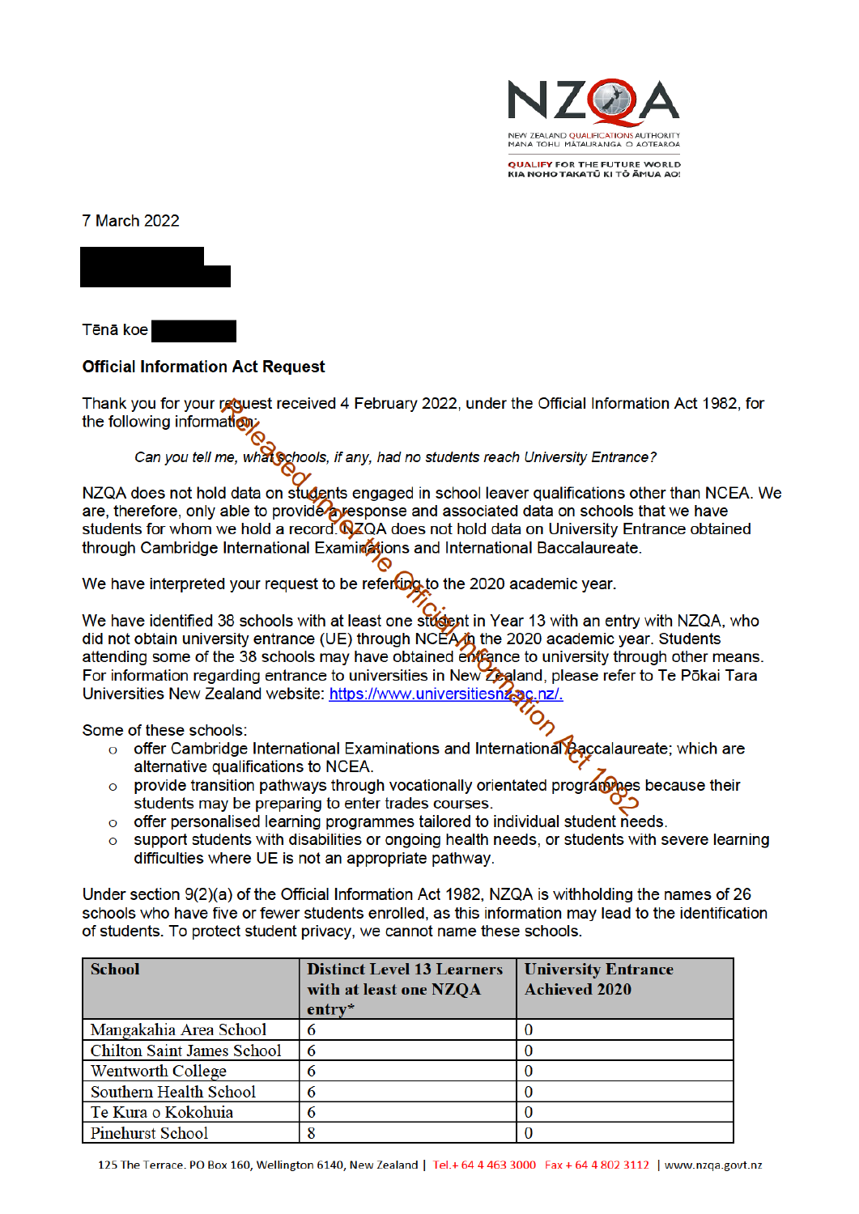NZQA

NEW ZEALAND QUALIFICATIONS AUTHORITY
MANA TOHU MĀTAURANGA O AOTEAROA

QUALIFY FOR THE FUTURE WORLD
KIA NOHO TAKATŪ KI TŌ ĀMUA AO!

7 March 2022

Tēnā koe

**Official Information Act Request**

Thank you for your request received 4 February 2022, under the Official Information Act 1982, for the following information:

*Can you tell me, what schools, if any, had no students reach University Entrance?*

NZQA does not hold data on students engaged in school leaver qualifications other than NCEA. We are, therefore, only able to provide a response and associated data on schools that we have students for whom we hold a record. NZQA does not hold data on University Entrance obtained through Cambridge International Examinations and International Baccalaureate.

We have interpreted your request to be referring to the 2020 academic year.

We have identified 38 schools with at least one student in Year 13 with an entry with NZQA, who did not obtain university entrance (UE) through NCEA in the 2020 academic year. Students attending some of the 38 schools may have obtained entrance to university through other means. For information regarding entrance to universities in New Zealand, please refer to Te Pōkai Tara Universities New Zealand website: https://www.universitiesnz.ac.nz/.

Some of these schools:

- offer Cambridge International Examinations and International Baccalaureate; which are alternative qualifications to NCEA.
- provide transition pathways through vocationally orientated programmes because their students may be preparing to enter trades courses.
- offer personalised learning programmes tailored to individual student needs.
- support students with disabilities or ongoing health needs, or students with severe learning difficulties where UE is not an appropriate pathway.

Under section 9(2)(a) of the Official Information Act 1982, NZQA is withholding the names of 26 schools who have five or fewer students enrolled, as this information may lead to the identification of students. To protect student privacy, we cannot name these schools.

| School | Distinct Level 13 Learners with at least one NZQA entry* | University Entrance Achieved 2020 |
|---|---|---|
| Mangakahia Area School | 6 | 0 |
| Chilton Saint James School | 6 | 0 |
| Wentworth College | 6 | 0 |
| Southern Health School | 6 | 0 |
| Te Kura o Kokohuia | 6 | 0 |
| Pinehurst School | 8 | 0 |

Released under the Official Information Act 1982

125 The Terrace. PO Box 160, Wellington 6140, New Zealand | Tel.+ 64 4 463 3000 Fax + 64 4 802 3112 | www.nzqa.govt.nz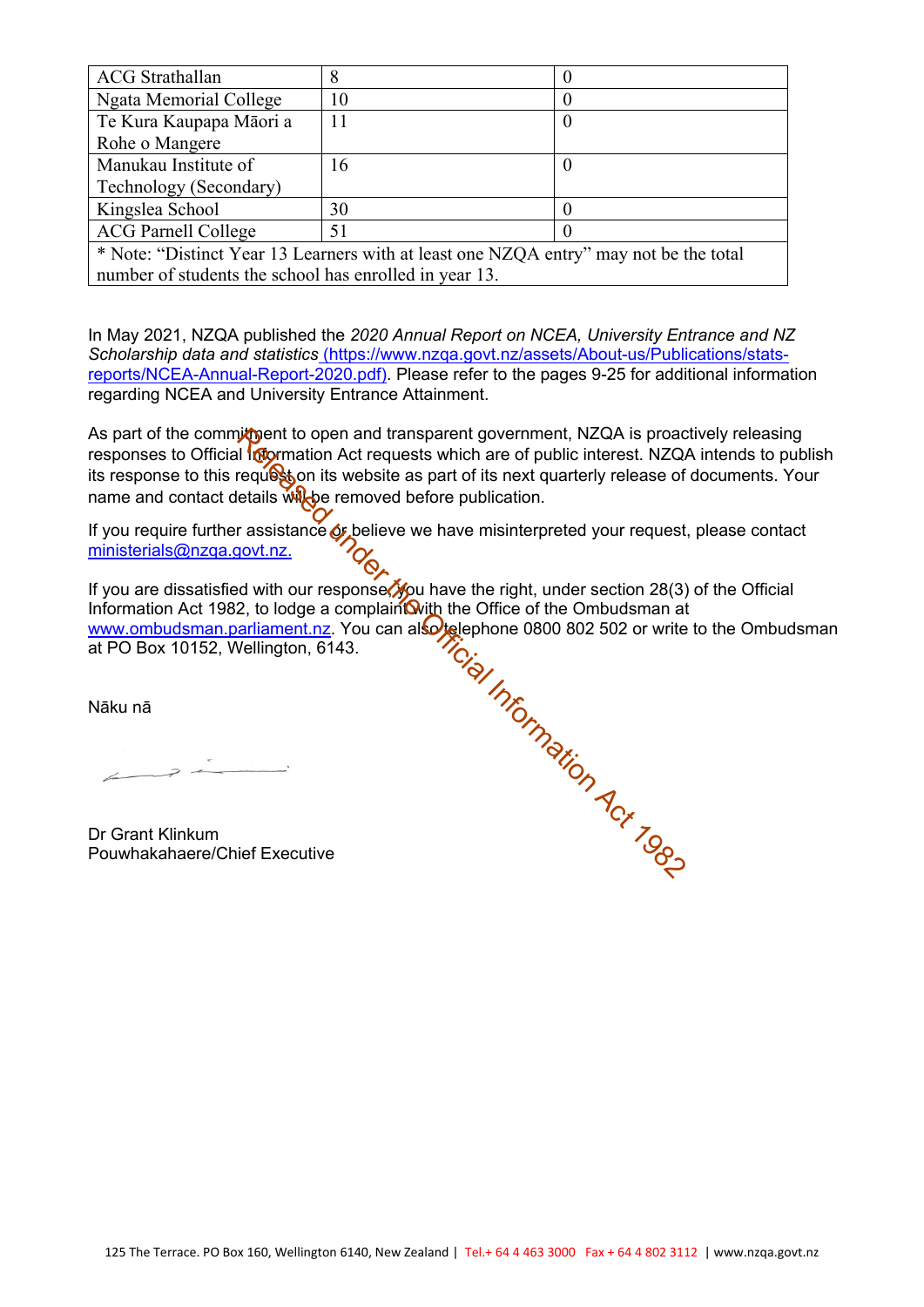| | | |
|---|---|---|
| ACG Strathallan | 8 | 0 |
| Ngata Memorial College | 10 | 0 |
| Te Kura Kaupapa Māori a Rohe o Mangere | 11 | 0 |
| Manukau Institute of Technology (Secondary) | 16 | 0 |
| Kingslea School | 30 | 0 |
| ACG Parnell College | 51 | 0 |
| * Note: "Distinct Year 13 Learners with at least one NZQA entry" may not be the total number of students the school has enrolled in year 13. | | |

In May 2021, NZQA published the *2020 Annual Report on NCEA, University Entrance and NZ Scholarship data and statistics* (https://www.nzqa.govt.nz/assets/About-us/Publications/stats-reports/NCEA-Annual-Report-2020.pdf). Please refer to the pages 9-25 for additional information regarding NCEA and University Entrance Attainment.

As part of the commitment to open and transparent government, NZQA is proactively releasing responses to Official Information Act requests which are of public interest. NZQA intends to publish its response to this request on its website as part of its next quarterly release of documents. Your name and contact details will be removed before publication.

If you require further assistance or believe we have misinterpreted your request, please contact ministerials@nzqa.govt.nz.

If you are dissatisfied with our response, you have the right, under section 28(3) of the Official Information Act 1982, to lodge a complaint with the Office of the Ombudsman at www.ombudsman.parliament.nz. You can also telephone 0800 802 502 or write to the Ombudsman at PO Box 10152, Wellington, 6143.

Nāku nā

Dr Grant Klinkum
Pouwhakahaere/Chief Executive

Released under the Official Information Act 1982